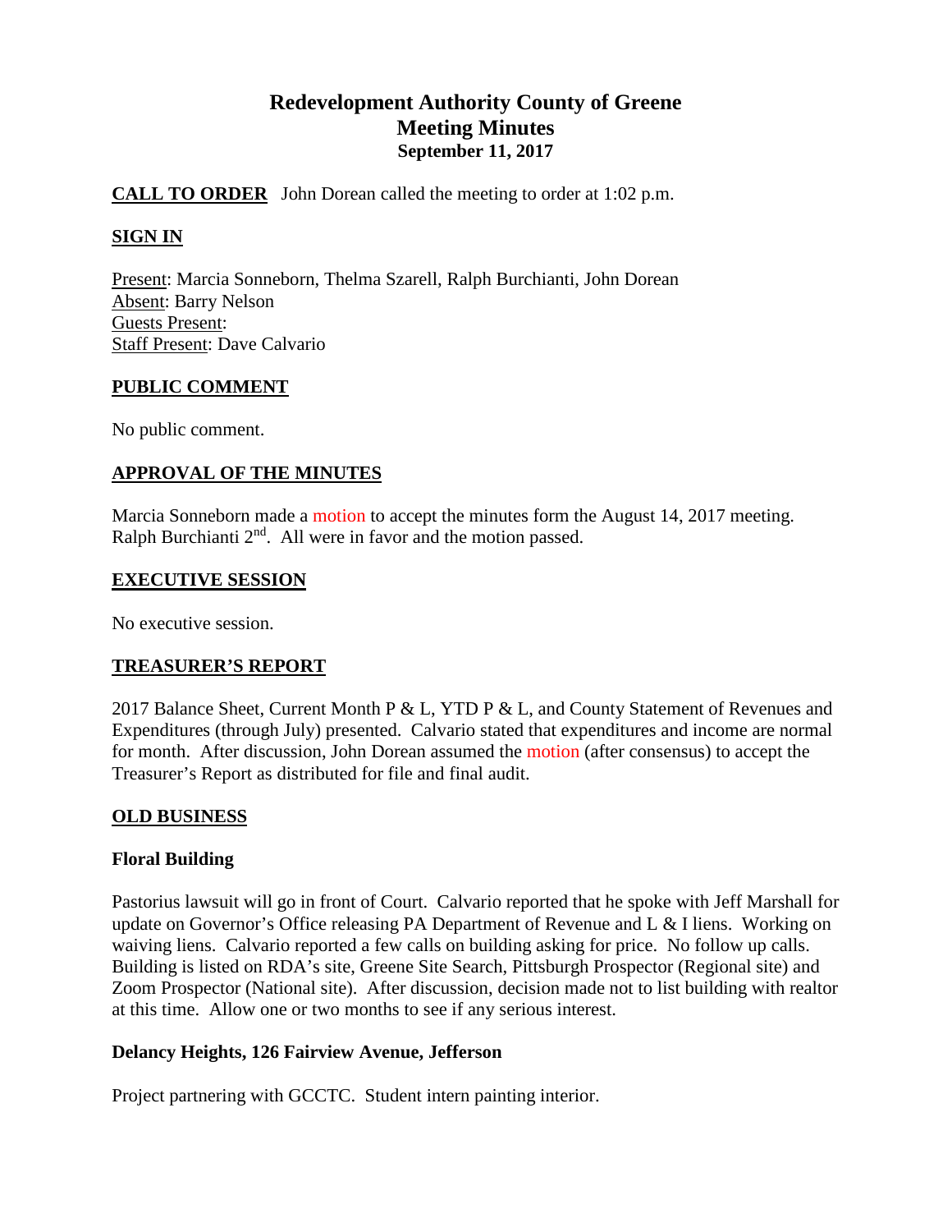# Redevelopment Authority County of Greene
## Meeting Minutes
### September 11, 2017

**CALL TO ORDER** John Dorean called the meeting to order at 1:02 p.m.

**SIGN IN**

Present: Marcia Sonneborn, Thelma Szarell, Ralph Burchianti, John Dorean
Absent: Barry Nelson
Guests Present:
Staff Present: Dave Calvario

**PUBLIC COMMENT**

No public comment.

**APPROVAL OF THE MINUTES**

Marcia Sonneborn made a motion to accept the minutes form the August 14, 2017 meeting. Ralph Burchianti 2nd. All were in favor and the motion passed.

**EXECUTIVE SESSION**

No executive session.

**TREASURER'S REPORT**

2017 Balance Sheet, Current Month P & L, YTD P & L, and County Statement of Revenues and Expenditures (through July) presented. Calvario stated that expenditures and income are normal for month. After discussion, John Dorean assumed the motion (after consensus) to accept the Treasurer's Report as distributed for file and final audit.

**OLD BUSINESS**

**Floral Building**

Pastorius lawsuit will go in front of Court. Calvario reported that he spoke with Jeff Marshall for update on Governor's Office releasing PA Department of Revenue and L & I liens. Working on waiving liens. Calvario reported a few calls on building asking for price. No follow up calls. Building is listed on RDA's site, Greene Site Search, Pittsburgh Prospector (Regional site) and Zoom Prospector (National site). After discussion, decision made not to list building with realtor at this time. Allow one or two months to see if any serious interest.

**Delancy Heights, 126 Fairview Avenue, Jefferson**

Project partnering with GCCTC. Student intern painting interior.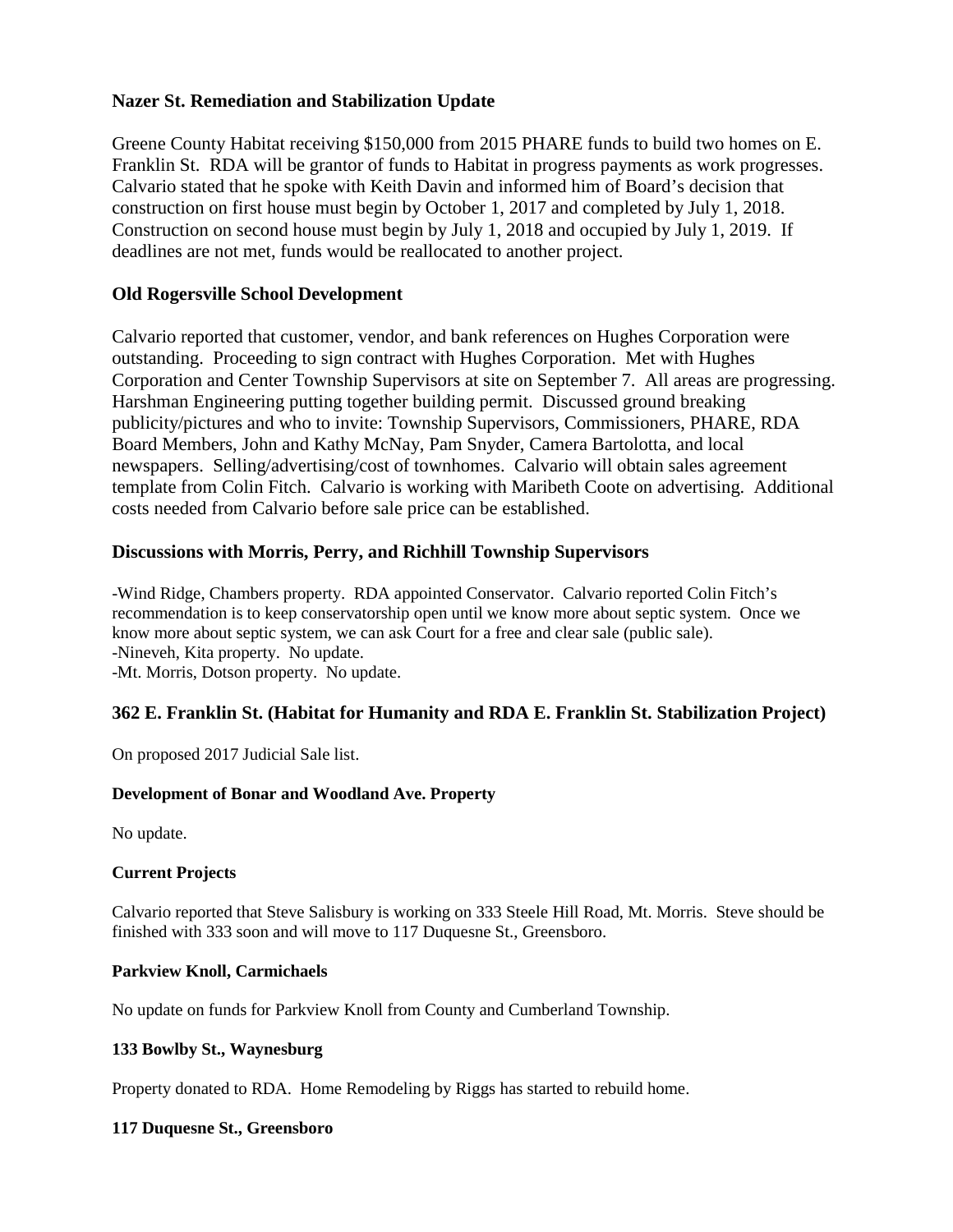**Nazer St. Remediation and Stabilization Update**

Greene County Habitat receiving $150,000 from 2015 PHARE funds to build two homes on E. Franklin St. RDA will be grantor of funds to Habitat in progress payments as work progresses. Calvario stated that he spoke with Keith Davin and informed him of Board's decision that construction on first house must begin by October 1, 2017 and completed by July 1, 2018. Construction on second house must begin by July 1, 2018 and occupied by July 1, 2019. If deadlines are not met, funds would be reallocated to another project.

**Old Rogersville School Development**

Calvario reported that customer, vendor, and bank references on Hughes Corporation were outstanding. Proceeding to sign contract with Hughes Corporation. Met with Hughes Corporation and Center Township Supervisors at site on September 7. All areas are progressing. Harshman Engineering putting together building permit. Discussed ground breaking publicity/pictures and who to invite: Township Supervisors, Commissioners, PHARE, RDA Board Members, John and Kathy McNay, Pam Snyder, Camera Bartolotta, and local newspapers. Selling/advertising/cost of townhomes. Calvario will obtain sales agreement template from Colin Fitch. Calvario is working with Maribeth Coote on advertising. Additional costs needed from Calvario before sale price can be established.

**Discussions with Morris, Perry, and Richhill Township Supervisors**

-Wind Ridge, Chambers property. RDA appointed Conservator. Calvario reported Colin Fitch's recommendation is to keep conservatorship open until we know more about septic system. Once we know more about septic system, we can ask Court for a free and clear sale (public sale).
-Nineveh, Kita property. No update.
-Mt. Morris, Dotson property. No update.

**362 E. Franklin St. (Habitat for Humanity and RDA E. Franklin St. Stabilization Project)**

On proposed 2017 Judicial Sale list.

**Development of Bonar and Woodland Ave. Property**

No update.

**Current Projects**

Calvario reported that Steve Salisbury is working on 333 Steele Hill Road, Mt. Morris. Steve should be finished with 333 soon and will move to 117 Duquesne St., Greensboro.

**Parkview Knoll, Carmichaels**

No update on funds for Parkview Knoll from County and Cumberland Township.

**133 Bowlby St., Waynesburg**

Property donated to RDA. Home Remodeling by Riggs has started to rebuild home.

**117 Duquesne St., Greensboro**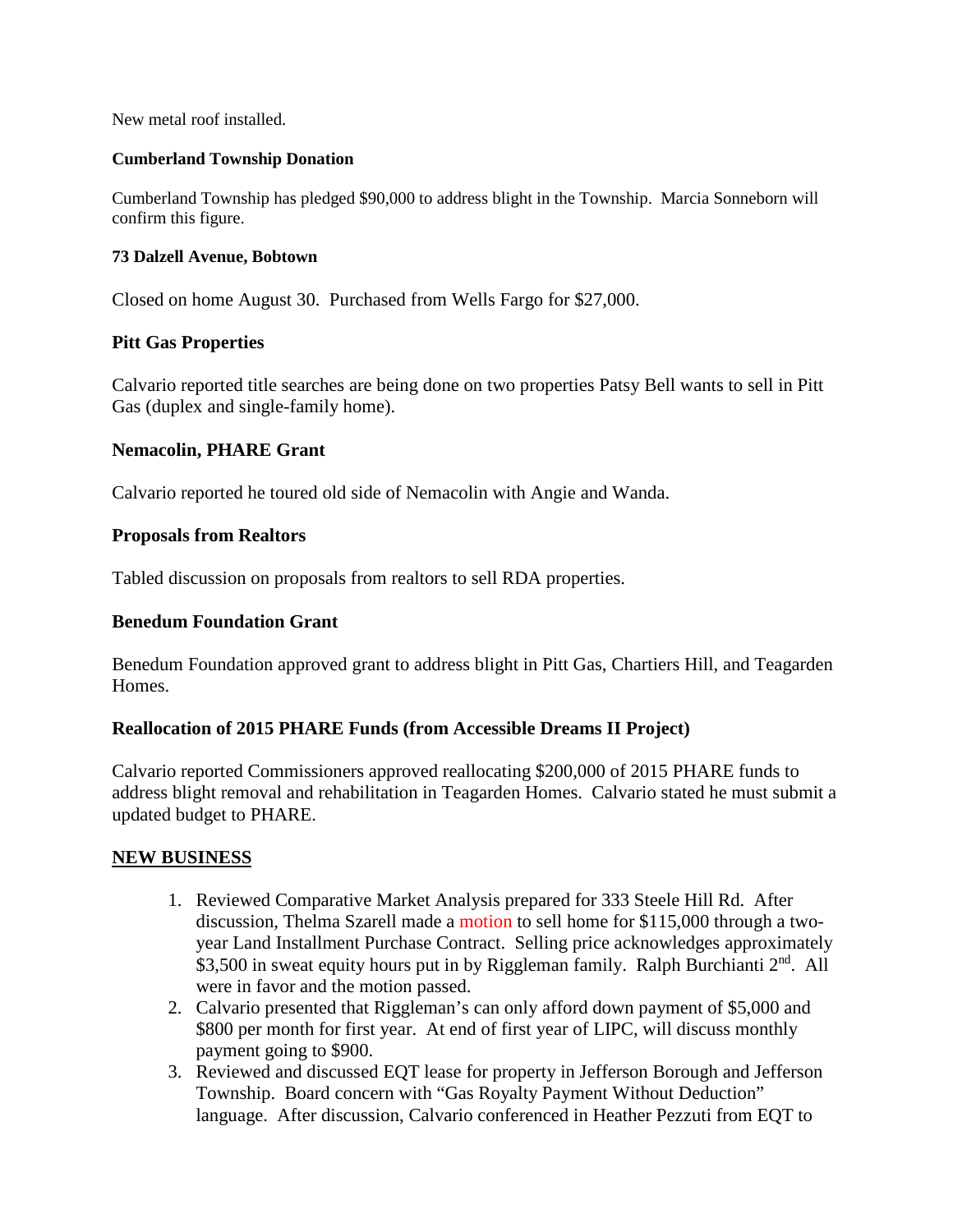New metal roof installed.

**Cumberland Township Donation**

Cumberland Township has pledged $90,000 to address blight in the Township. Marcia Sonneborn will confirm this figure.

**73 Dalzell Avenue, Bobtown**

Closed on home August 30. Purchased from Wells Fargo for $27,000.

**Pitt Gas Properties**

Calvario reported title searches are being done on two properties Patsy Bell wants to sell in Pitt Gas (duplex and single-family home).

**Nemacolin, PHARE Grant**

Calvario reported he toured old side of Nemacolin with Angie and Wanda.

**Proposals from Realtors**

Tabled discussion on proposals from realtors to sell RDA properties.

**Benedum Foundation Grant**

Benedum Foundation approved grant to address blight in Pitt Gas, Chartiers Hill, and Teagarden Homes.

**Reallocation of 2015 PHARE Funds (from Accessible Dreams II Project)**

Calvario reported Commissioners approved reallocating $200,000 of 2015 PHARE funds to address blight removal and rehabilitation in Teagarden Homes. Calvario stated he must submit a updated budget to PHARE.

**<u>NEW BUSINESS</u>**

1. Reviewed Comparative Market Analysis prepared for 333 Steele Hill Rd. After discussion, Thelma Szarell made a motion to sell home for $115,000 through a two-year Land Installment Purchase Contract. Selling price acknowledges approximately $3,500 in sweat equity hours put in by Riggleman family. Ralph Burchianti 2nd. All were in favor and the motion passed.
2. Calvario presented that Riggleman's can only afford down payment of $5,000 and $800 per month for first year. At end of first year of LIPC, will discuss monthly payment going to $900.
3. Reviewed and discussed EQT lease for property in Jefferson Borough and Jefferson Township. Board concern with "Gas Royalty Payment Without Deduction" language. After discussion, Calvario conferenced in Heather Pezzuti from EQT to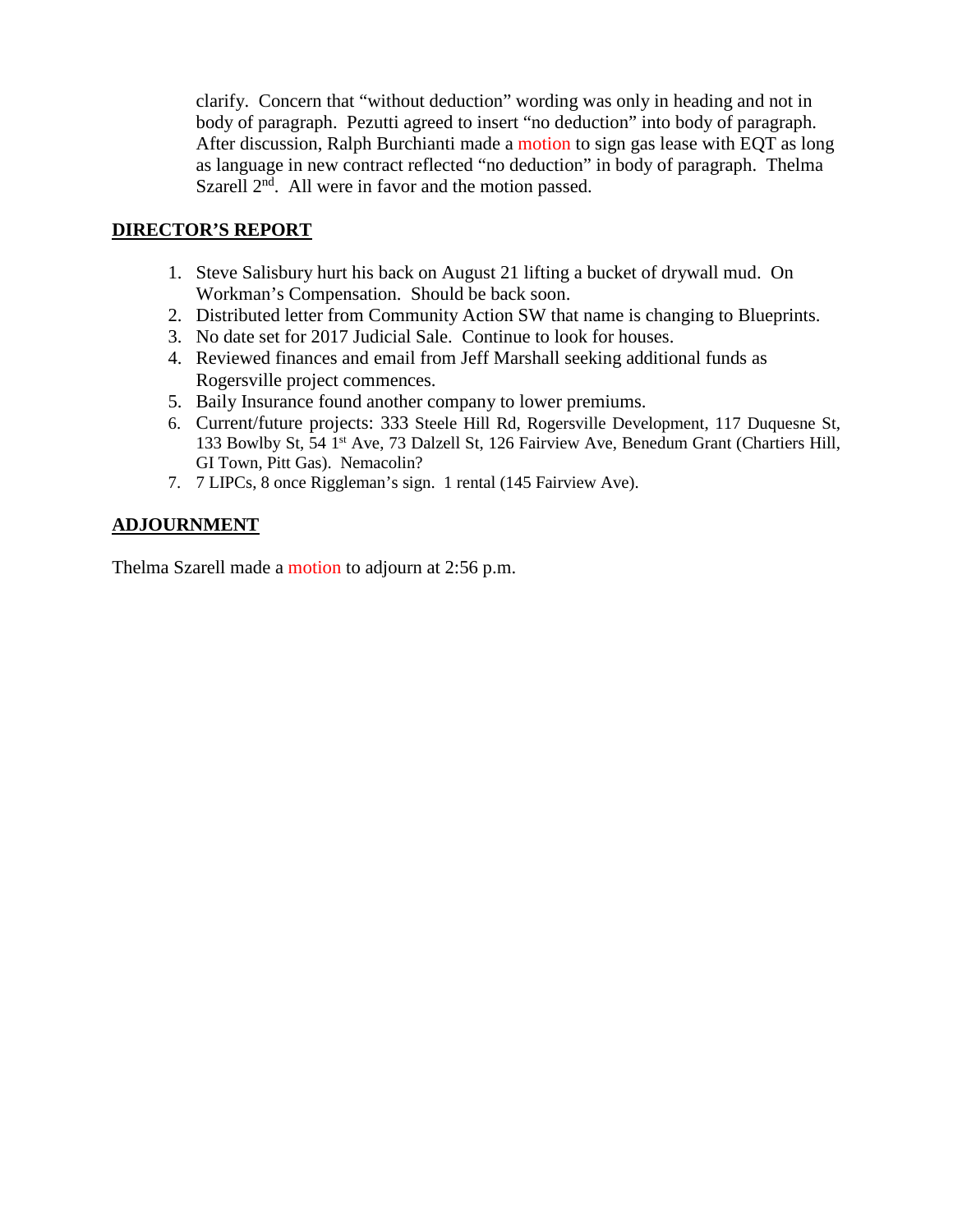clarify. Concern that "without deduction" wording was only in heading and not in body of paragraph. Pezutti agreed to insert "no deduction" into body of paragraph. After discussion, Ralph Burchianti made a motion to sign gas lease with EQT as long as language in new contract reflected "no deduction" in body of paragraph. Thelma Szarell 2nd. All were in favor and the motion passed.

## DIRECTOR'S REPORT

1. Steve Salisbury hurt his back on August 21 lifting a bucket of drywall mud. On Workman's Compensation. Should be back soon.
2. Distributed letter from Community Action SW that name is changing to Blueprints.
3. No date set for 2017 Judicial Sale. Continue to look for houses.
4. Reviewed finances and email from Jeff Marshall seeking additional funds as Rogersville project commences.
5. Baily Insurance found another company to lower premiums.
6. Current/future projects: 333 Steele Hill Rd, Rogersville Development, 117 Duquesne St, 133 Bowlby St, 54 1st Ave, 73 Dalzell St, 126 Fairview Ave, Benedum Grant (Chartiers Hill, GI Town, Pitt Gas). Nemacolin?
7. 7 LIPCs, 8 once Riggleman's sign. 1 rental (145 Fairview Ave).

## ADJOURNMENT

Thelma Szarell made a motion to adjourn at 2:56 p.m.